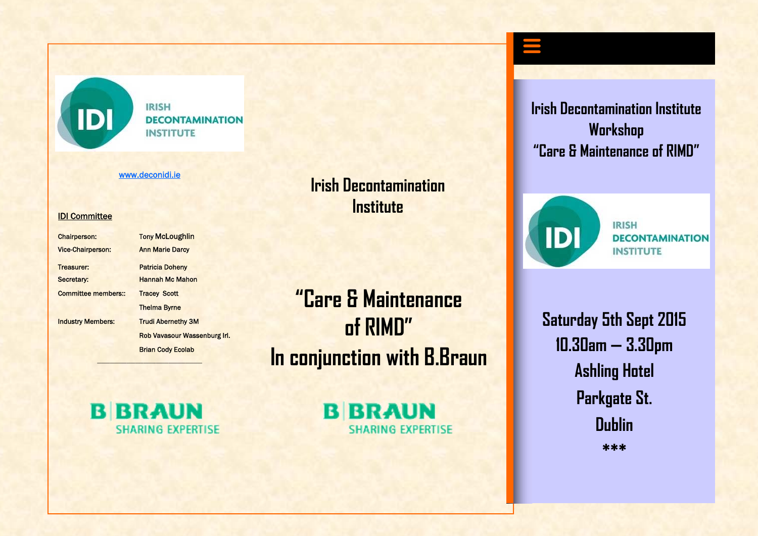IRISH DECONTAMINATION INSTITUTE

www.deconidi.ie

**IDI Committee**

| | |
|---|---|
| Chairperson: | Tony McLoughlin |
| Vice-Chairperson: | Ann Marie Darcy |
| Treasurer: | Patricia Doheny |
| Secretary: | Hannah Mc Mahon |
| Committee members:: | Tracey Scott |
| | Thelma Byrne |
| Industry Members: | Trudi Abernethy 3M |
| | Rob Vavasour Wassenburg Irl. |
| | Brian Cody Ecolab |

B|BRAUN SHARING EXPERTISE

# Irish Decontamination Institute

# "Care & Maintenance of RIMD"

# In conjunction with B.Braun

B|BRAUN SHARING EXPERTISE

## Irish Decontamination Institute Workshop "Care & Maintenance of RIMD"

IRISH DECONTAMINATION INSTITUTE

**Saturday 5th Sept 2015**

**10.30am – 3.30pm**

**Ashling Hotel**

**Parkgate St.**

**Dublin**

***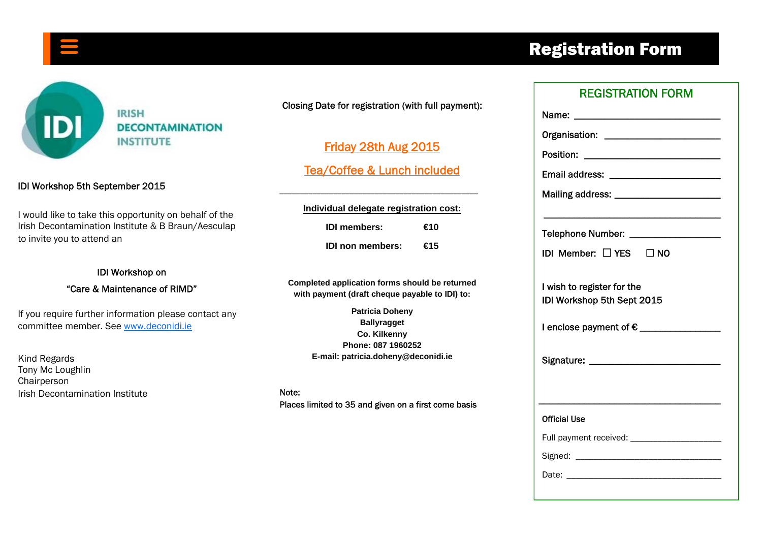# Registration Form

IRISH DECONTAMINATION INSTITUTE

IDI Workshop 5th September 2015

I would like to take this opportunity on behalf of the Irish Decontamination Institute & B Braun/Aesculap to invite you to attend an

IDI Workshop on

"Care & Maintenance of RIMD"

If you require further information please contact any committee member. See www.deconidi.ie

Kind Regards
Tony Mc Loughlin
Chairperson
Irish Decontamination Institute

Closing Date for registration (with full payment):

Friday 28th Aug 2015

Tea/Coffee & Lunch included

---

**Individual delegate registration cost:**

| | |
|---|---|
| **IDI members:** | **€10** |
| **IDI non members:** | **€15** |

**Completed application forms should be returned with payment (draft cheque payable to IDI) to:**

**Patricia Doheny**
**Ballyragget**
**Co. Kilkenny**
**Phone: 087 1960252**
**E-mail: patricia.doheny@deconidi.ie**

Note:
Places limited to 35 and given on a first come basis

## REGISTRATION FORM

Name: ______________________________

Organisation: ______________________

Position: __________________________

Email address: _____________________

Mailing address: ___________________

____________________________________

Telephone Number: __________________

IDI Member: ☐ YES ☐ NO

I wish to register for the
IDI Workshop 5th Sept 2015

I enclose payment of € ______________

Signature: _________________________

---

Official Use

Full payment received: ______________

Signed: ____________________________

Date: ______________________________